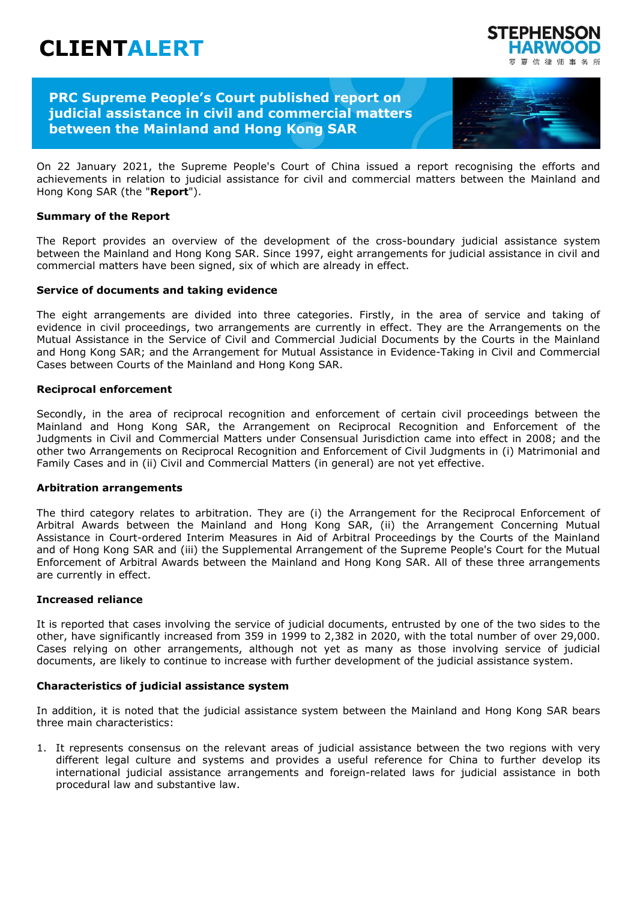# CLIENTALERT

STEPHENSON HARWOOD 罗夏信律师事务所

## PRC Supreme People's Court published report on judicial assistance in civil and commercial matters between the Mainland and Hong Kong SAR

On 22 January 2021, the Supreme People's Court of China issued a report recognising the efforts and achievements in relation to judicial assistance for civil and commercial matters between the Mainland and Hong Kong SAR (the "**Report**").

### Summary of the Report

The Report provides an overview of the development of the cross-boundary judicial assistance system between the Mainland and Hong Kong SAR. Since 1997, eight arrangements for judicial assistance in civil and commercial matters have been signed, six of which are already in effect.

### Service of documents and taking evidence

The eight arrangements are divided into three categories. Firstly, in the area of service and taking of evidence in civil proceedings, two arrangements are currently in effect. They are the Arrangements on the Mutual Assistance in the Service of Civil and Commercial Judicial Documents by the Courts in the Mainland and Hong Kong SAR; and the Arrangement for Mutual Assistance in Evidence-Taking in Civil and Commercial Cases between Courts of the Mainland and Hong Kong SAR.

### Reciprocal enforcement

Secondly, in the area of reciprocal recognition and enforcement of certain civil proceedings between the Mainland and Hong Kong SAR, the Arrangement on Reciprocal Recognition and Enforcement of the Judgments in Civil and Commercial Matters under Consensual Jurisdiction came into effect in 2008; and the other two Arrangements on Reciprocal Recognition and Enforcement of Civil Judgments in (i) Matrimonial and Family Cases and in (ii) Civil and Commercial Matters (in general) are not yet effective.

### Arbitration arrangements

The third category relates to arbitration. They are (i) the Arrangement for the Reciprocal Enforcement of Arbitral Awards between the Mainland and Hong Kong SAR, (ii) the Arrangement Concerning Mutual Assistance in Court-ordered Interim Measures in Aid of Arbitral Proceedings by the Courts of the Mainland and of Hong Kong SAR and (iii) the Supplemental Arrangement of the Supreme People's Court for the Mutual Enforcement of Arbitral Awards between the Mainland and Hong Kong SAR. All of these three arrangements are currently in effect.

### Increased reliance

It is reported that cases involving the service of judicial documents, entrusted by one of the two sides to the other, have significantly increased from 359 in 1999 to 2,382 in 2020, with the total number of over 29,000. Cases relying on other arrangements, although not yet as many as those involving service of judicial documents, are likely to continue to increase with further development of the judicial assistance system.

### Characteristics of judicial assistance system

In addition, it is noted that the judicial assistance system between the Mainland and Hong Kong SAR bears three main characteristics:

1. It represents consensus on the relevant areas of judicial assistance between the two regions with very different legal culture and systems and provides a useful reference for China to further develop its international judicial assistance arrangements and foreign-related laws for judicial assistance in both procedural law and substantive law.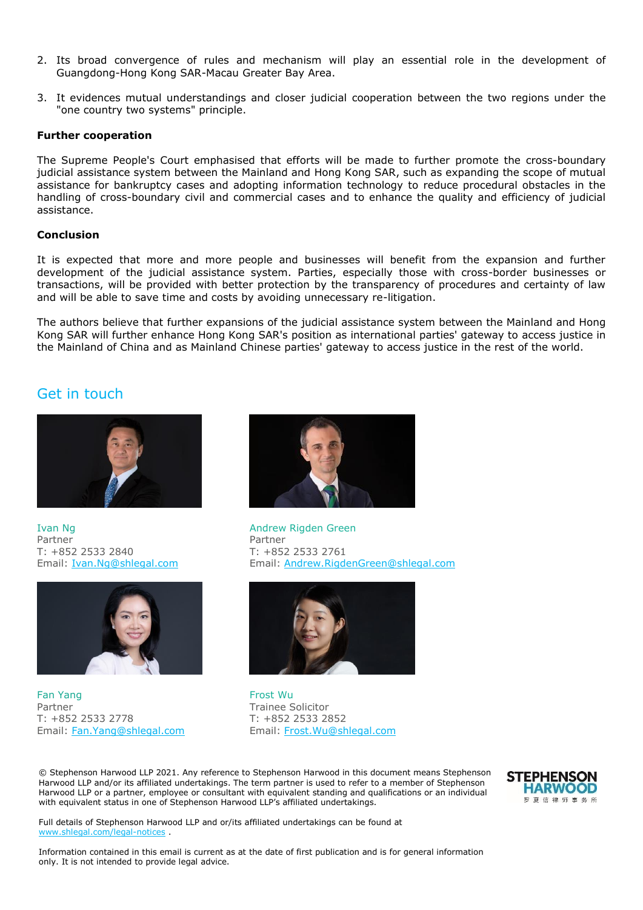2. Its broad convergence of rules and mechanism will play an essential role in the development of Guangdong-Hong Kong SAR-Macau Greater Bay Area.
3. It evidences mutual understandings and closer judicial cooperation between the two regions under the "one country two systems" principle.

**Further cooperation**

The Supreme People's Court emphasised that efforts will be made to further promote the cross-boundary judicial assistance system between the Mainland and Hong Kong SAR, such as expanding the scope of mutual assistance for bankruptcy cases and adopting information technology to reduce procedural obstacles in the handling of cross-boundary civil and commercial cases and to enhance the quality and efficiency of judicial assistance.

**Conclusion**

It is expected that more and more people and businesses will benefit from the expansion and further development of the judicial assistance system. Parties, especially those with cross-border businesses or transactions, will be provided with better protection by the transparency of procedures and certainty of law and will be able to save time and costs by avoiding unnecessary re-litigation.

The authors believe that further expansions of the judicial assistance system between the Mainland and Hong Kong SAR will further enhance Hong Kong SAR's position as international parties' gateway to access justice in the Mainland of China and as Mainland Chinese parties' gateway to access justice in the rest of the world.

## Get in touch

Ivan Ng
Partner
T: +852 2533 2840
Email: Ivan.Ng@shlegal.com

Andrew Rigden Green
Partner
T: +852 2533 2761
Email: Andrew.RigdenGreen@shlegal.com

Fan Yang
Partner
T: +852 2533 2778
Email: Fan.Yang@shlegal.com

Frost Wu
Trainee Solicitor
T: +852 2533 2852
Email: Frost.Wu@shlegal.com

© Stephenson Harwood LLP 2021. Any reference to Stephenson Harwood in this document means Stephenson Harwood LLP and/or its affiliated undertakings. The term partner is used to refer to a member of Stephenson Harwood LLP or a partner, employee or consultant with equivalent standing and qualifications or an individual with equivalent status in one of Stephenson Harwood LLP's affiliated undertakings.

STEPHENSON HARWOOD 罗夏信律师事务所

Full details of Stephenson Harwood LLP and or/its affiliated undertakings can be found at www.shlegal.com/legal-notices .

Information contained in this email is current as at the date of first publication and is for general information only. It is not intended to provide legal advice.